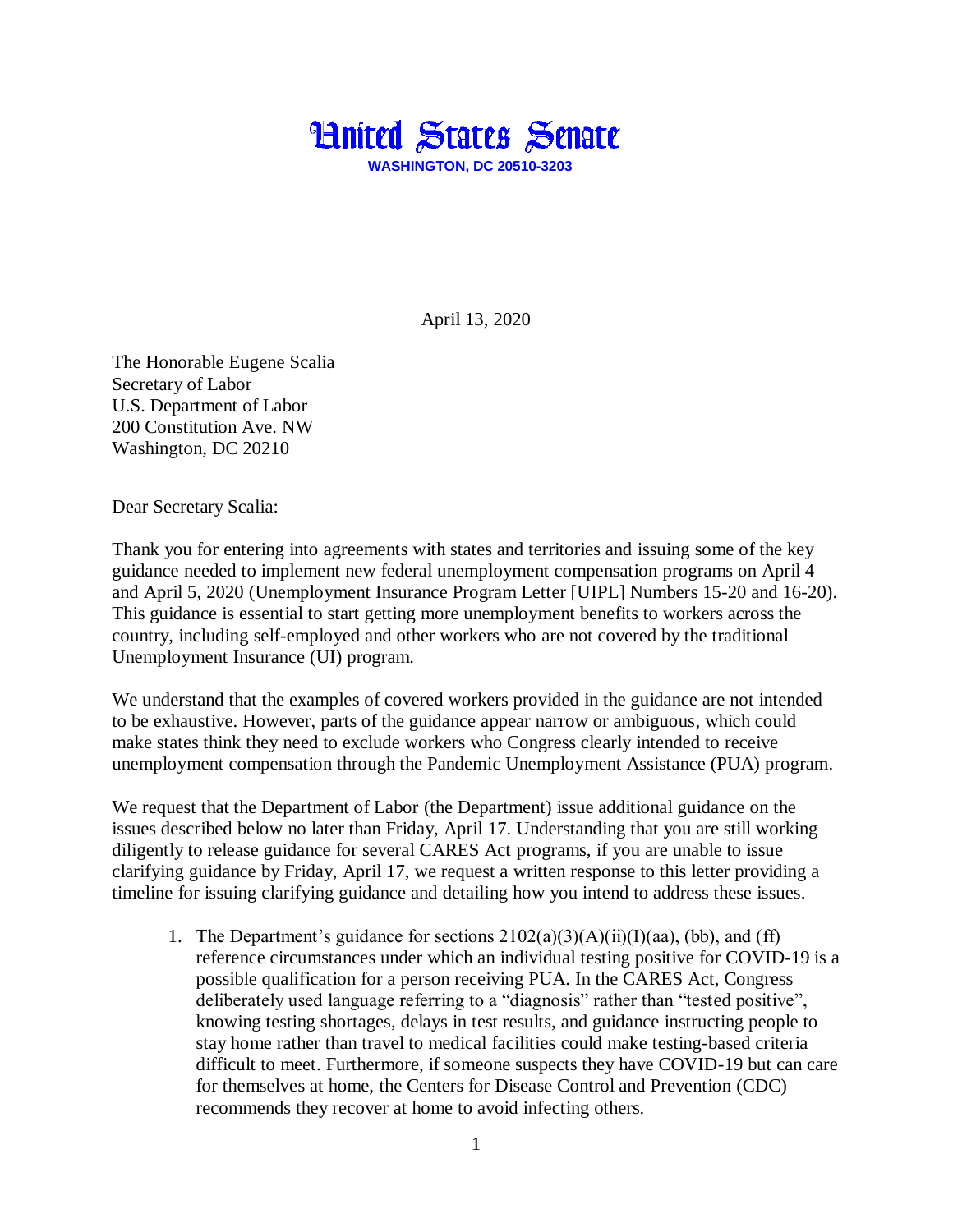# United States Senate

**WASHINGTON, DC 20510-3203**

April 13, 2020

The Honorable Eugene Scalia
Secretary of Labor
U.S. Department of Labor
200 Constitution Ave. NW
Washington, DC 20210

Dear Secretary Scalia:

Thank you for entering into agreements with states and territories and issuing some of the key guidance needed to implement new federal unemployment compensation programs on April 4 and April 5, 2020 (Unemployment Insurance Program Letter [UIPL] Numbers 15-20 and 16-20). This guidance is essential to start getting more unemployment benefits to workers across the country, including self-employed and other workers who are not covered by the traditional Unemployment Insurance (UI) program.

We understand that the examples of covered workers provided in the guidance are not intended to be exhaustive. However, parts of the guidance appear narrow or ambiguous, which could make states think they need to exclude workers who Congress clearly intended to receive unemployment compensation through the Pandemic Unemployment Assistance (PUA) program.

We request that the Department of Labor (the Department) issue additional guidance on the issues described below no later than Friday, April 17. Understanding that you are still working diligently to release guidance for several CARES Act programs, if you are unable to issue clarifying guidance by Friday, April 17, we request a written response to this letter providing a timeline for issuing clarifying guidance and detailing how you intend to address these issues.

1. The Department's guidance for sections 2102(a)(3)(A)(ii)(I)(aa), (bb), and (ff) reference circumstances under which an individual testing positive for COVID-19 is a possible qualification for a person receiving PUA. In the CARES Act, Congress deliberately used language referring to a "diagnosis" rather than "tested positive", knowing testing shortages, delays in test results, and guidance instructing people to stay home rather than travel to medical facilities could make testing-based criteria difficult to meet. Furthermore, if someone suspects they have COVID-19 but can care for themselves at home, the Centers for Disease Control and Prevention (CDC) recommends they recover at home to avoid infecting others.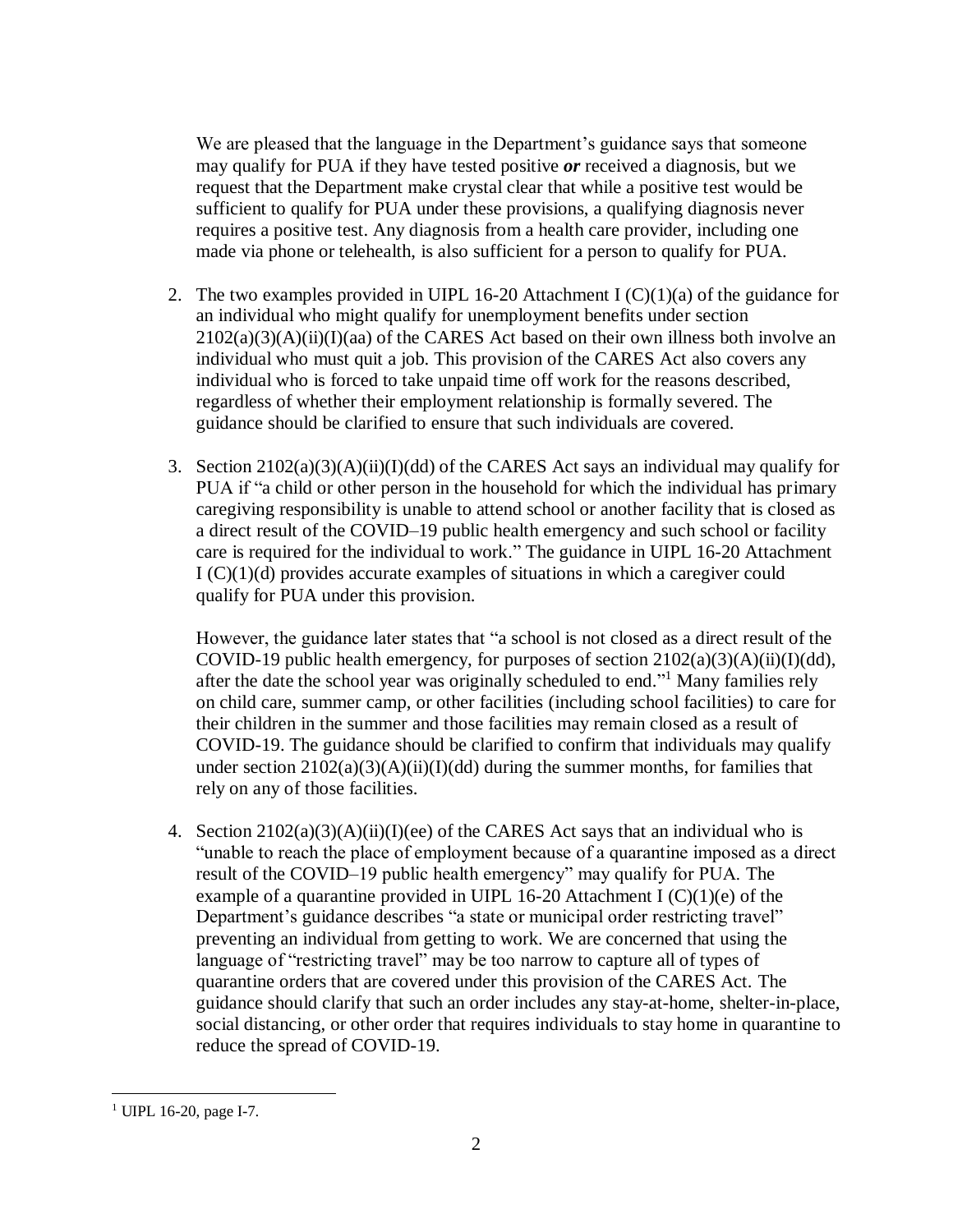We are pleased that the language in the Department's guidance says that someone may qualify for PUA if they have tested positive ***or*** received a diagnosis, but we request that the Department make crystal clear that while a positive test would be sufficient to qualify for PUA under these provisions, a qualifying diagnosis never requires a positive test. Any diagnosis from a health care provider, including one made via phone or telehealth, is also sufficient for a person to qualify for PUA.

2. The two examples provided in UIPL 16-20 Attachment I (C)(1)(a) of the guidance for an individual who might qualify for unemployment benefits under section 2102(a)(3)(A)(ii)(I)(aa) of the CARES Act based on their own illness both involve an individual who must quit a job. This provision of the CARES Act also covers any individual who is forced to take unpaid time off work for the reasons described, regardless of whether their employment relationship is formally severed. The guidance should be clarified to ensure that such individuals are covered.

3. Section 2102(a)(3)(A)(ii)(I)(dd) of the CARES Act says an individual may qualify for PUA if "a child or other person in the household for which the individual has primary caregiving responsibility is unable to attend school or another facility that is closed as a direct result of the COVID–19 public health emergency and such school or facility care is required for the individual to work." The guidance in UIPL 16-20 Attachment I (C)(1)(d) provides accurate examples of situations in which a caregiver could qualify for PUA under this provision.

   However, the guidance later states that "a school is not closed as a direct result of the COVID-19 public health emergency, for purposes of section 2102(a)(3)(A)(ii)(I)(dd), after the date the school year was originally scheduled to end."[1] Many families rely on child care, summer camp, or other facilities (including school facilities) to care for their children in the summer and those facilities may remain closed as a result of COVID-19. The guidance should be clarified to confirm that individuals may qualify under section 2102(a)(3)(A)(ii)(I)(dd) during the summer months, for families that rely on any of those facilities.

4. Section 2102(a)(3)(A)(ii)(I)(ee) of the CARES Act says that an individual who is "unable to reach the place of employment because of a quarantine imposed as a direct result of the COVID–19 public health emergency" may qualify for PUA. The example of a quarantine provided in UIPL 16-20 Attachment I (C)(1)(e) of the Department's guidance describes "a state or municipal order restricting travel" preventing an individual from getting to work. We are concerned that using the language of "restricting travel" may be too narrow to capture all of types of quarantine orders that are covered under this provision of the CARES Act. The guidance should clarify that such an order includes any stay-at-home, shelter-in-place, social distancing, or other order that requires individuals to stay home in quarantine to reduce the spread of COVID-19.

---

[1] UIPL 16-20, page I-7.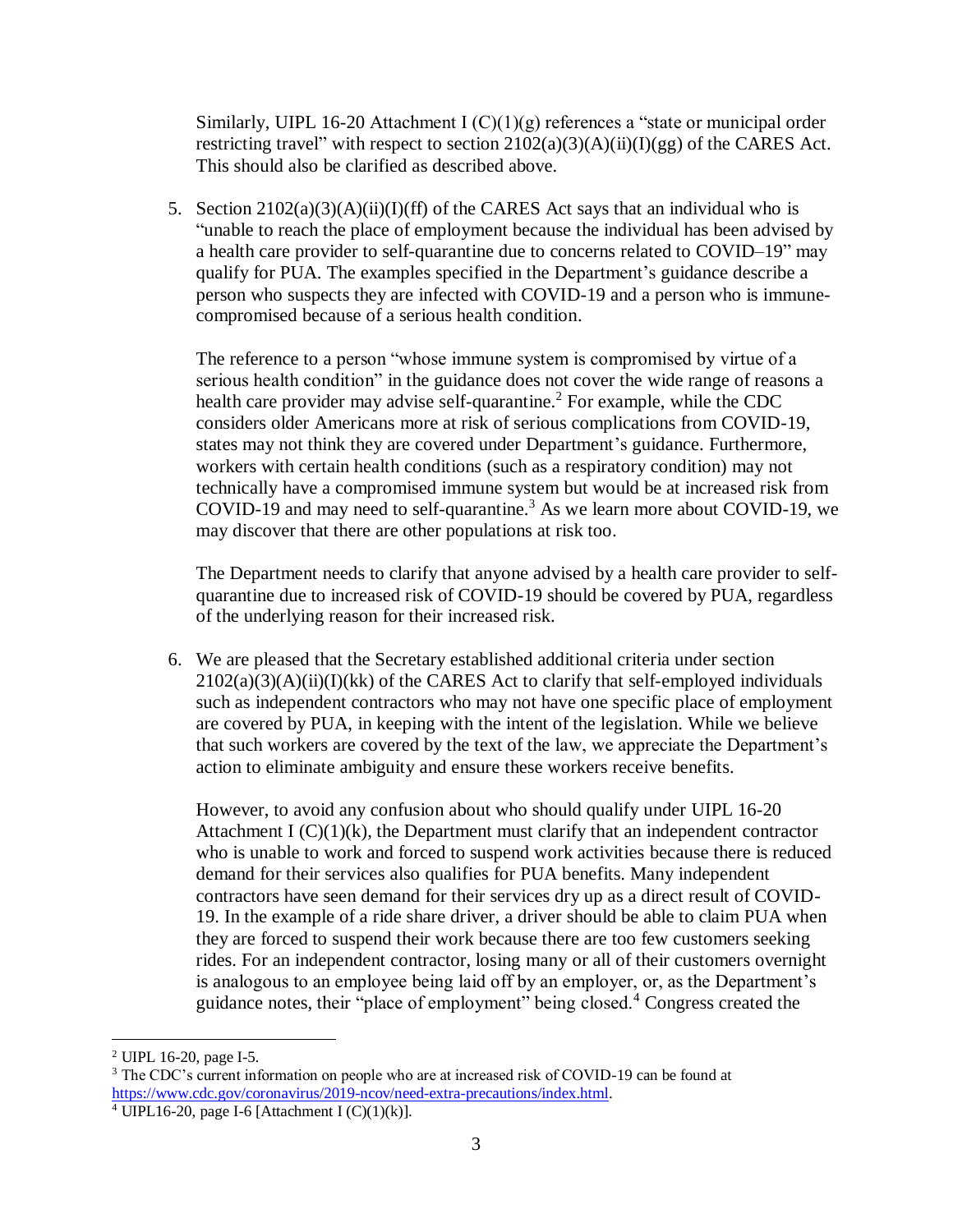Similarly, UIPL 16-20 Attachment I (C)(1)(g) references a "state or municipal order restricting travel" with respect to section 2102(a)(3)(A)(ii)(I)(gg) of the CARES Act. This should also be clarified as described above.

5. Section 2102(a)(3)(A)(ii)(I)(ff) of the CARES Act says that an individual who is "unable to reach the place of employment because the individual has been advised by a health care provider to self-quarantine due to concerns related to COVID–19" may qualify for PUA. The examples specified in the Department's guidance describe a person who suspects they are infected with COVID-19 and a person who is immune-compromised because of a serious health condition.

   The reference to a person "whose immune system is compromised by virtue of a serious health condition" in the guidance does not cover the wide range of reasons a health care provider may advise self-quarantine.[2] For example, while the CDC considers older Americans more at risk of serious complications from COVID-19, states may not think they are covered under Department's guidance. Furthermore, workers with certain health conditions (such as a respiratory condition) may not technically have a compromised immune system but would be at increased risk from COVID-19 and may need to self-quarantine.[3] As we learn more about COVID-19, we may discover that there are other populations at risk too.

   The Department needs to clarify that anyone advised by a health care provider to self-quarantine due to increased risk of COVID-19 should be covered by PUA, regardless of the underlying reason for their increased risk.

6. We are pleased that the Secretary established additional criteria under section 2102(a)(3)(A)(ii)(I)(kk) of the CARES Act to clarify that self-employed individuals such as independent contractors who may not have one specific place of employment are covered by PUA, in keeping with the intent of the legislation. While we believe that such workers are covered by the text of the law, we appreciate the Department's action to eliminate ambiguity and ensure these workers receive benefits.

   However, to avoid any confusion about who should qualify under UIPL 16-20 Attachment I (C)(1)(k), the Department must clarify that an independent contractor who is unable to work and forced to suspend work activities because there is reduced demand for their services also qualifies for PUA benefits. Many independent contractors have seen demand for their services dry up as a direct result of COVID-19. In the example of a ride share driver, a driver should be able to claim PUA when they are forced to suspend their work because there are too few customers seeking rides. For an independent contractor, losing many or all of their customers overnight is analogous to an employee being laid off by an employer, or, as the Department's guidance notes, their "place of employment" being closed.[4] Congress created the

---

[2] UIPL 16-20, page I-5.

[3] The CDC's current information on people who are at increased risk of COVID-19 can be found at https://www.cdc.gov/coronavirus/2019-ncov/need-extra-precautions/index.html.

[4] UIPL16-20, page I-6 [Attachment I (C)(1)(k)].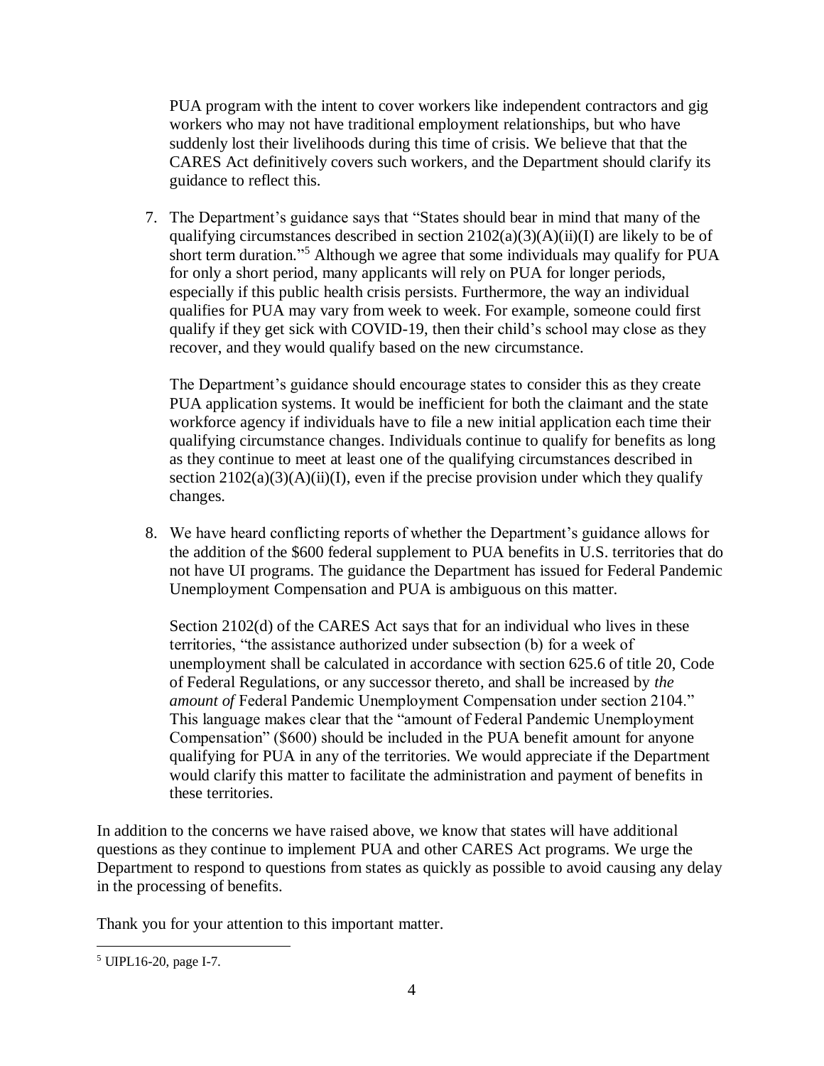PUA program with the intent to cover workers like independent contractors and gig workers who may not have traditional employment relationships, but who have suddenly lost their livelihoods during this time of crisis. We believe that that the CARES Act definitively covers such workers, and the Department should clarify its guidance to reflect this.

7. The Department's guidance says that "States should bear in mind that many of the qualifying circumstances described in section 2102(a)(3)(A)(ii)(I) are likely to be of short term duration."[5] Although we agree that some individuals may qualify for PUA for only a short period, many applicants will rely on PUA for longer periods, especially if this public health crisis persists. Furthermore, the way an individual qualifies for PUA may vary from week to week. For example, someone could first qualify if they get sick with COVID-19, then their child's school may close as they recover, and they would qualify based on the new circumstance.

   The Department's guidance should encourage states to consider this as they create PUA application systems. It would be inefficient for both the claimant and the state workforce agency if individuals have to file a new initial application each time their qualifying circumstance changes. Individuals continue to qualify for benefits as long as they continue to meet at least one of the qualifying circumstances described in section 2102(a)(3)(A)(ii)(I), even if the precise provision under which they qualify changes.

8. We have heard conflicting reports of whether the Department's guidance allows for the addition of the $600 federal supplement to PUA benefits in U.S. territories that do not have UI programs. The guidance the Department has issued for Federal Pandemic Unemployment Compensation and PUA is ambiguous on this matter.

   Section 2102(d) of the CARES Act says that for an individual who lives in these territories, "the assistance authorized under subsection (b) for a week of unemployment shall be calculated in accordance with section 625.6 of title 20, Code of Federal Regulations, or any successor thereto, and shall be increased by *the amount of* Federal Pandemic Unemployment Compensation under section 2104." This language makes clear that the "amount of Federal Pandemic Unemployment Compensation" ($600) should be included in the PUA benefit amount for anyone qualifying for PUA in any of the territories. We would appreciate if the Department would clarify this matter to facilitate the administration and payment of benefits in these territories.

In addition to the concerns we have raised above, we know that states will have additional questions as they continue to implement PUA and other CARES Act programs. We urge the Department to respond to questions from states as quickly as possible to avoid causing any delay in the processing of benefits.

Thank you for your attention to this important matter.

---

[5] UIPL16-20, page I-7.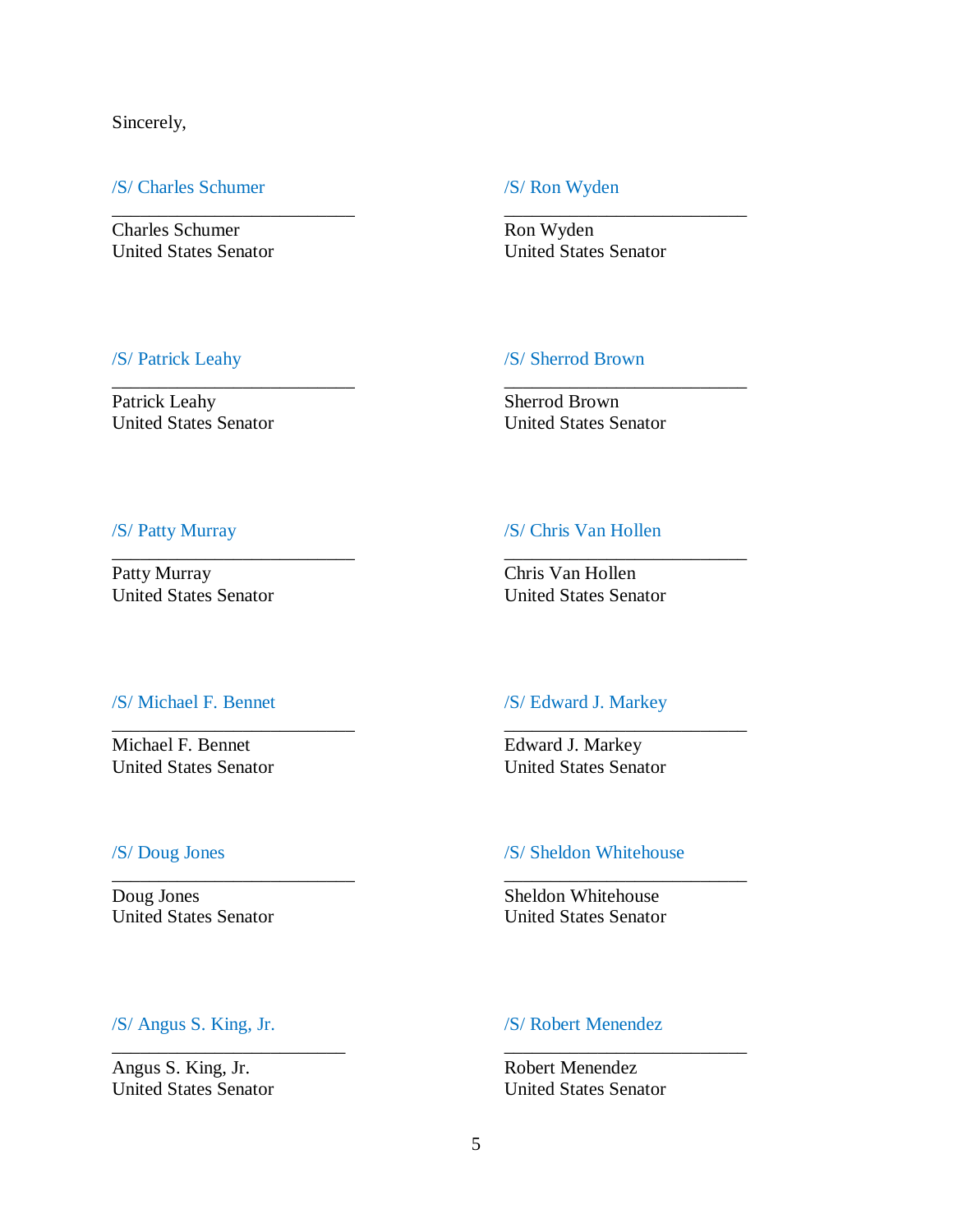Sincerely,

/S/ Charles Schumer
\_\_\_\_\_\_\_\_\_\_\_\_\_\_\_\_\_\_\_\_\_\_\_\_\_\_
Charles Schumer
United States Senator

/S/ Ron Wyden
\_\_\_\_\_\_\_\_\_\_\_\_\_\_\_\_\_\_\_\_\_\_\_\_\_\_
Ron Wyden
United States Senator

/S/ Patrick Leahy
\_\_\_\_\_\_\_\_\_\_\_\_\_\_\_\_\_\_\_\_\_\_\_\_\_\_
Patrick Leahy
United States Senator

/S/ Sherrod Brown
\_\_\_\_\_\_\_\_\_\_\_\_\_\_\_\_\_\_\_\_\_\_\_\_\_\_
Sherrod Brown
United States Senator

/S/ Patty Murray
\_\_\_\_\_\_\_\_\_\_\_\_\_\_\_\_\_\_\_\_\_\_\_\_\_\_
Patty Murray
United States Senator

/S/ Chris Van Hollen
\_\_\_\_\_\_\_\_\_\_\_\_\_\_\_\_\_\_\_\_\_\_\_\_\_\_
Chris Van Hollen
United States Senator

/S/ Michael F. Bennet
\_\_\_\_\_\_\_\_\_\_\_\_\_\_\_\_\_\_\_\_\_\_\_\_\_\_
Michael F. Bennet
United States Senator

/S/ Edward J. Markey
\_\_\_\_\_\_\_\_\_\_\_\_\_\_\_\_\_\_\_\_\_\_\_\_\_\_
Edward J. Markey
United States Senator

/S/ Doug Jones
\_\_\_\_\_\_\_\_\_\_\_\_\_\_\_\_\_\_\_\_\_\_\_\_\_\_
Doug Jones
United States Senator

/S/ Sheldon Whitehouse
\_\_\_\_\_\_\_\_\_\_\_\_\_\_\_\_\_\_\_\_\_\_\_\_\_\_
Sheldon Whitehouse
United States Senator

/S/ Angus S. King, Jr.
\_\_\_\_\_\_\_\_\_\_\_\_\_\_\_\_\_\_\_\_\_\_\_\_\_\_
Angus S. King, Jr.
United States Senator

/S/ Robert Menendez
\_\_\_\_\_\_\_\_\_\_\_\_\_\_\_\_\_\_\_\_\_\_\_\_\_\_
Robert Menendez
United States Senator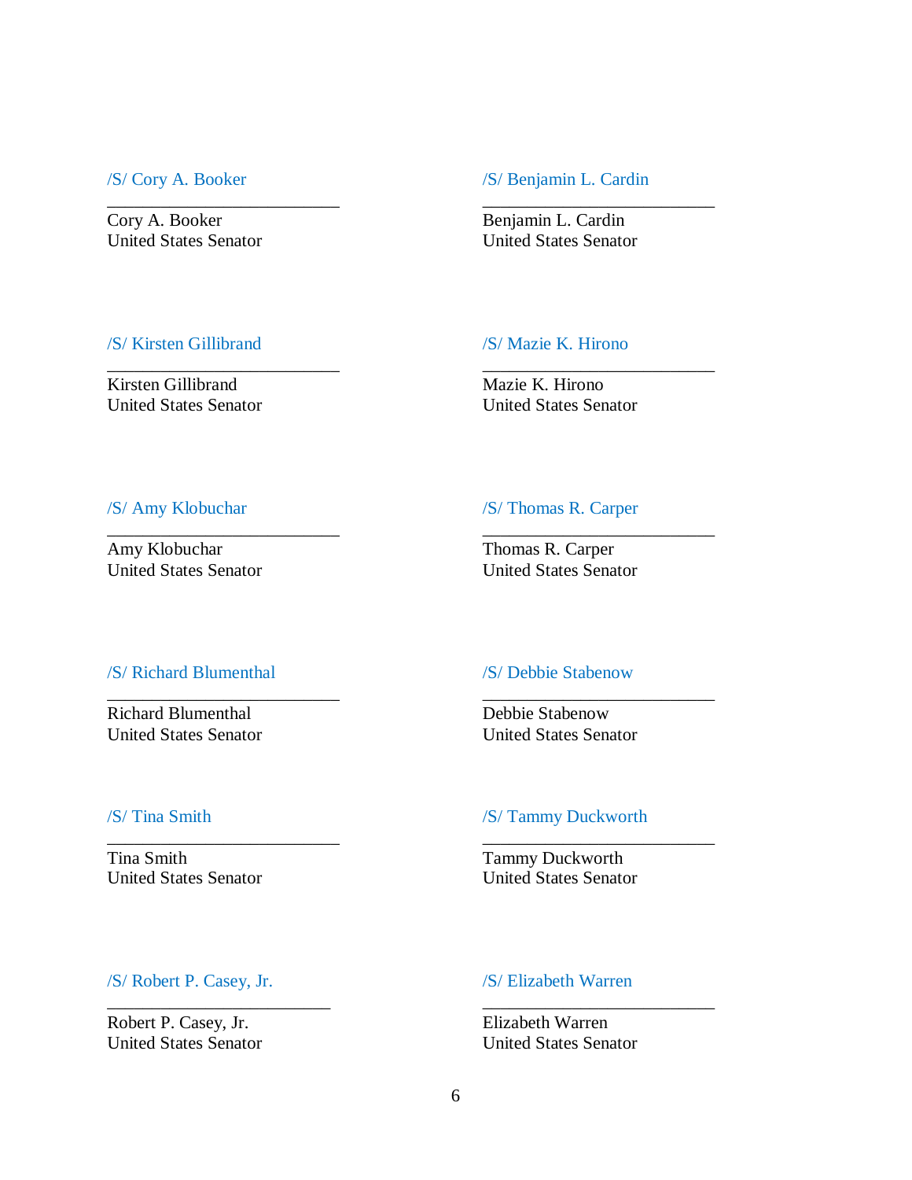/S/ Cory A. Booker

\_\_\_\_\_\_\_\_\_\_\_\_\_\_\_\_\_\_\_\_\_\_\_\_\_\_

Cory A. Booker
United States Senator

/S/ Benjamin L. Cardin

\_\_\_\_\_\_\_\_\_\_\_\_\_\_\_\_\_\_\_\_\_\_\_\_\_\_

Benjamin L. Cardin
United States Senator

/S/ Kirsten Gillibrand

\_\_\_\_\_\_\_\_\_\_\_\_\_\_\_\_\_\_\_\_\_\_\_\_\_\_

Kirsten Gillibrand
United States Senator

/S/ Mazie K. Hirono

\_\_\_\_\_\_\_\_\_\_\_\_\_\_\_\_\_\_\_\_\_\_\_\_\_\_

Mazie K. Hirono
United States Senator

/S/ Amy Klobuchar

\_\_\_\_\_\_\_\_\_\_\_\_\_\_\_\_\_\_\_\_\_\_\_\_\_\_

Amy Klobuchar
United States Senator

/S/ Thomas R. Carper

\_\_\_\_\_\_\_\_\_\_\_\_\_\_\_\_\_\_\_\_\_\_\_\_\_\_

Thomas R. Carper
United States Senator

/S/ Richard Blumenthal

\_\_\_\_\_\_\_\_\_\_\_\_\_\_\_\_\_\_\_\_\_\_\_\_\_\_

Richard Blumenthal
United States Senator

/S/ Debbie Stabenow

\_\_\_\_\_\_\_\_\_\_\_\_\_\_\_\_\_\_\_\_\_\_\_\_\_\_

Debbie Stabenow
United States Senator

/S/ Tina Smith

\_\_\_\_\_\_\_\_\_\_\_\_\_\_\_\_\_\_\_\_\_\_\_\_\_\_

Tina Smith
United States Senator

/S/ Tammy Duckworth

\_\_\_\_\_\_\_\_\_\_\_\_\_\_\_\_\_\_\_\_\_\_\_\_\_\_

Tammy Duckworth
United States Senator

/S/ Robert P. Casey, Jr.

\_\_\_\_\_\_\_\_\_\_\_\_\_\_\_\_\_\_\_\_\_\_\_\_\_\_

Robert P. Casey, Jr.
United States Senator

/S/ Elizabeth Warren

\_\_\_\_\_\_\_\_\_\_\_\_\_\_\_\_\_\_\_\_\_\_\_\_\_\_

Elizabeth Warren
United States Senator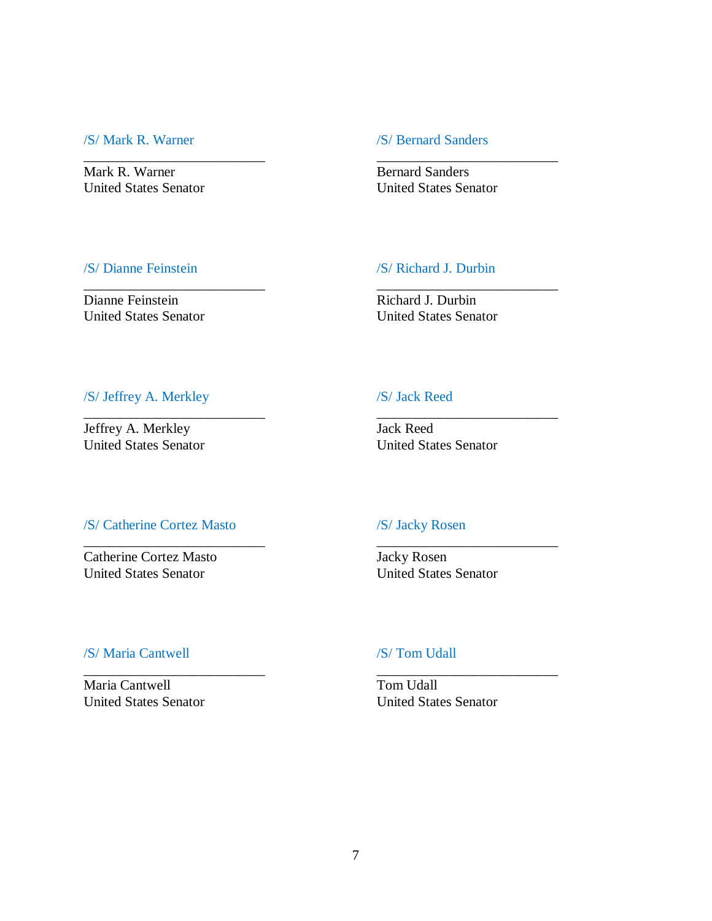/S/ Mark R. Warner

\_\_\_\_\_\_\_\_\_\_\_\_\_\_\_\_\_\_\_\_\_\_\_\_\_\_\_\_

Mark R. Warner
United States Senator

/S/ Bernard Sanders

\_\_\_\_\_\_\_\_\_\_\_\_\_\_\_\_\_\_\_\_\_\_\_\_\_\_\_\_

Bernard Sanders
United States Senator

/S/ Dianne Feinstein

\_\_\_\_\_\_\_\_\_\_\_\_\_\_\_\_\_\_\_\_\_\_\_\_\_\_\_\_

Dianne Feinstein
United States Senator

/S/ Richard J. Durbin

\_\_\_\_\_\_\_\_\_\_\_\_\_\_\_\_\_\_\_\_\_\_\_\_\_\_\_\_

Richard J. Durbin
United States Senator

/S/ Jeffrey A. Merkley

\_\_\_\_\_\_\_\_\_\_\_\_\_\_\_\_\_\_\_\_\_\_\_\_\_\_\_\_

Jeffrey A. Merkley
United States Senator

/S/ Jack Reed

\_\_\_\_\_\_\_\_\_\_\_\_\_\_\_\_\_\_\_\_\_\_\_\_\_\_\_\_

Jack Reed
United States Senator

/S/ Catherine Cortez Masto

\_\_\_\_\_\_\_\_\_\_\_\_\_\_\_\_\_\_\_\_\_\_\_\_\_\_\_\_

Catherine Cortez Masto
United States Senator

/S/ Jacky Rosen

\_\_\_\_\_\_\_\_\_\_\_\_\_\_\_\_\_\_\_\_\_\_\_\_\_\_\_\_

Jacky Rosen
United States Senator

/S/ Maria Cantwell

\_\_\_\_\_\_\_\_\_\_\_\_\_\_\_\_\_\_\_\_\_\_\_\_\_\_\_\_

Maria Cantwell
United States Senator

/S/ Tom Udall

\_\_\_\_\_\_\_\_\_\_\_\_\_\_\_\_\_\_\_\_\_\_\_\_\_\_\_\_

Tom Udall
United States Senator